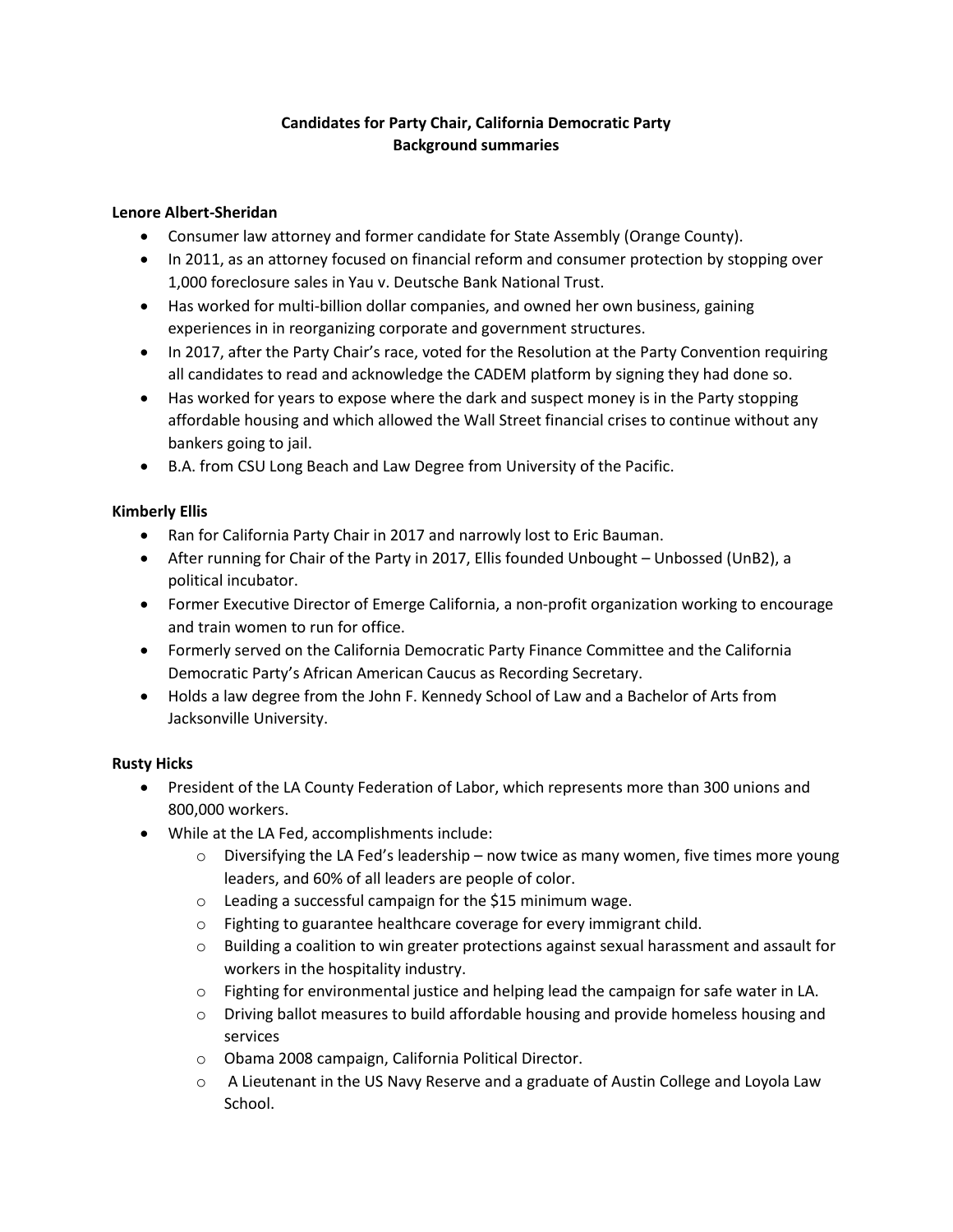**Candidates for Party Chair, California Democratic Party**
**Background summaries**

**Lenore Albert-Sheridan**

- Consumer law attorney and former candidate for State Assembly (Orange County).
- In 2011, as an attorney focused on financial reform and consumer protection by stopping over 1,000 foreclosure sales in Yau v. Deutsche Bank National Trust.
- Has worked for multi-billion dollar companies, and owned her own business, gaining experiences in in reorganizing corporate and government structures.
- In 2017, after the Party Chair's race, voted for the Resolution at the Party Convention requiring all candidates to read and acknowledge the CADEM platform by signing they had done so.
- Has worked for years to expose where the dark and suspect money is in the Party stopping affordable housing and which allowed the Wall Street financial crises to continue without any bankers going to jail.
- B.A. from CSU Long Beach and Law Degree from University of the Pacific.

**Kimberly Ellis**

- Ran for California Party Chair in 2017 and narrowly lost to Eric Bauman.
- After running for Chair of the Party in 2017, Ellis founded Unbought – Unbossed (UnB2), a political incubator.
- Former Executive Director of Emerge California, a non-profit organization working to encourage and train women to run for office.
- Formerly served on the California Democratic Party Finance Committee and the California Democratic Party's African American Caucus as Recording Secretary.
- Holds a law degree from the John F. Kennedy School of Law and a Bachelor of Arts from Jacksonville University.

**Rusty Hicks**

- President of the LA County Federation of Labor, which represents more than 300 unions and 800,000 workers.
- While at the LA Fed, accomplishments include:
  - Diversifying the LA Fed's leadership – now twice as many women, five times more young leaders, and 60% of all leaders are people of color.
  - Leading a successful campaign for the $15 minimum wage.
  - Fighting to guarantee healthcare coverage for every immigrant child.
  - Building a coalition to win greater protections against sexual harassment and assault for workers in the hospitality industry.
  - Fighting for environmental justice and helping lead the campaign for safe water in LA.
  - Driving ballot measures to build affordable housing and provide homeless housing and services
  - Obama 2008 campaign, California Political Director.
  - A Lieutenant in the US Navy Reserve and a graduate of Austin College and Loyola Law School.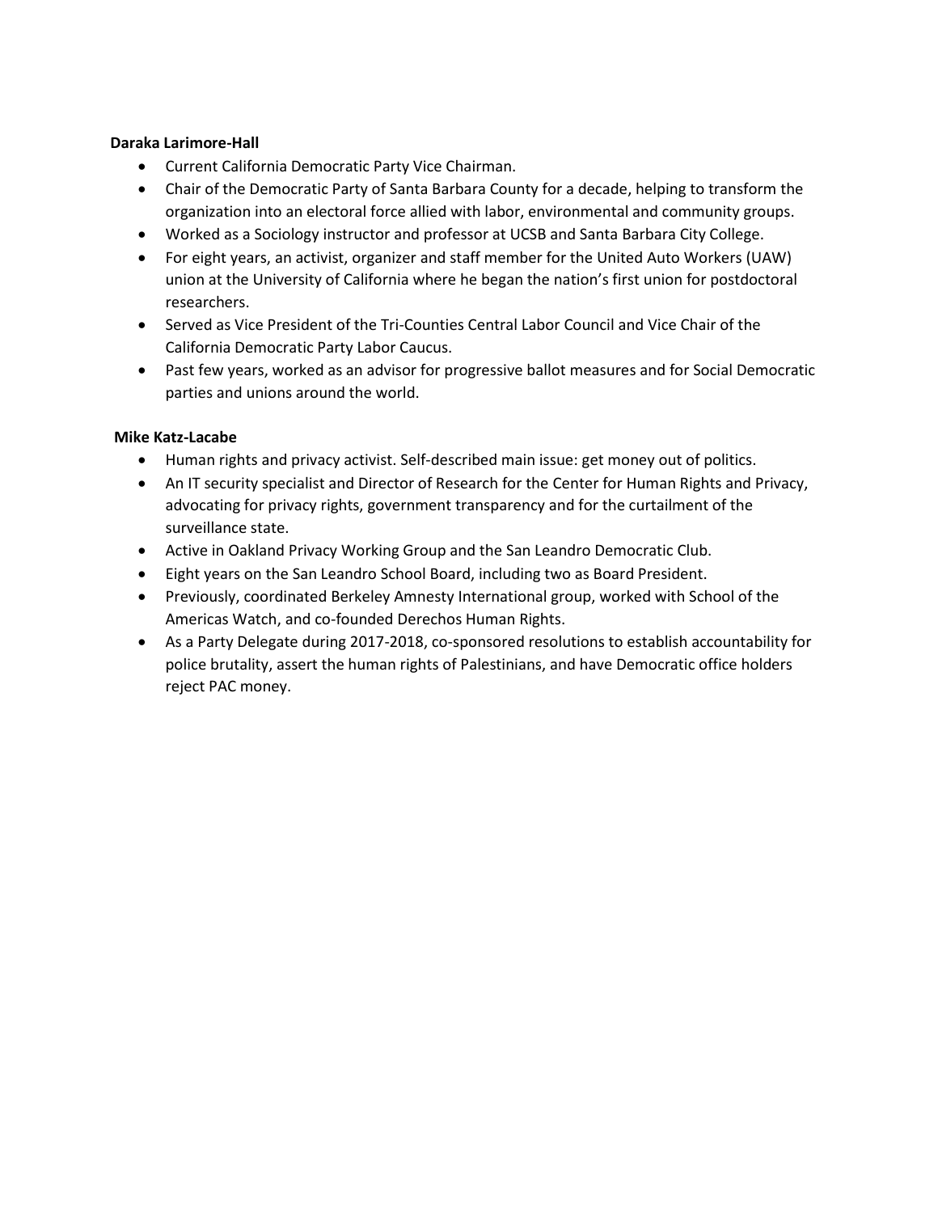**Daraka Larimore-Hall**

- Current California Democratic Party Vice Chairman.
- Chair of the Democratic Party of Santa Barbara County for a decade, helping to transform the organization into an electoral force allied with labor, environmental and community groups.
- Worked as a Sociology instructor and professor at UCSB and Santa Barbara City College.
- For eight years, an activist, organizer and staff member for the United Auto Workers (UAW) union at the University of California where he began the nation's first union for postdoctoral researchers.
- Served as Vice President of the Tri-Counties Central Labor Council and Vice Chair of the California Democratic Party Labor Caucus.
- Past few years, worked as an advisor for progressive ballot measures and for Social Democratic parties and unions around the world.

**Mike Katz-Lacabe**

- Human rights and privacy activist. Self-described main issue: get money out of politics.
- An IT security specialist and Director of Research for the Center for Human Rights and Privacy, advocating for privacy rights, government transparency and for the curtailment of the surveillance state.
- Active in Oakland Privacy Working Group and the San Leandro Democratic Club.
- Eight years on the San Leandro School Board, including two as Board President.
- Previously, coordinated Berkeley Amnesty International group, worked with School of the Americas Watch, and co-founded Derechos Human Rights.
- As a Party Delegate during 2017-2018, co-sponsored resolutions to establish accountability for police brutality, assert the human rights of Palestinians, and have Democratic office holders reject PAC money.